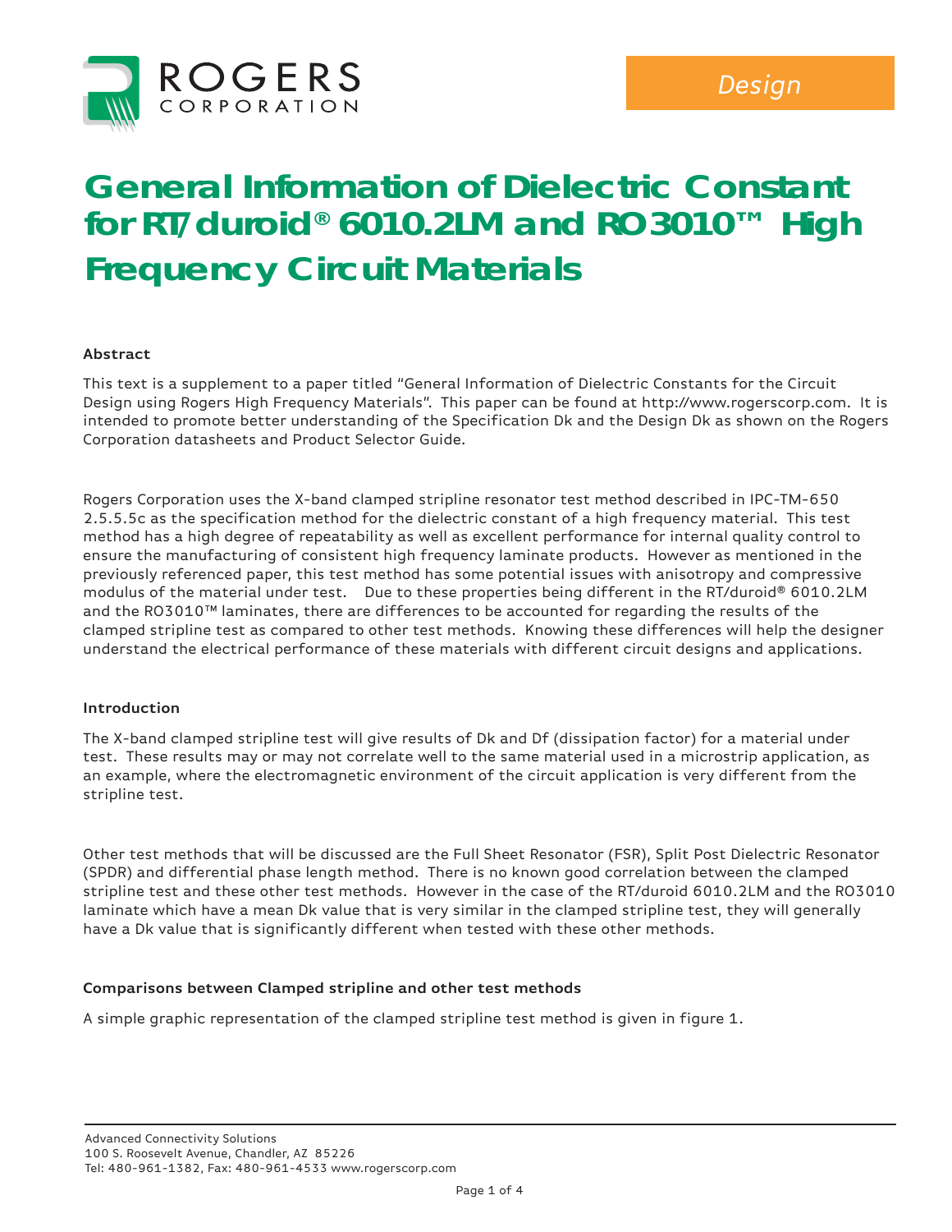# General Information of Dielectric Constant for RT/duroid® 6010.2LM and RO3010™ High Frequency Circuit Materials

### Abstract

This text is a supplement to a paper titled "General Information of Dielectric Constants for the Circuit Design using Rogers High Frequency Materials". This paper can be found at http://www.rogerscorp.com. It is intended to promote better understanding of the Specification Dk and the Design Dk as shown on the Rogers Corporation datasheets and Product Selector Guide.

Rogers Corporation uses the X-band clamped stripline resonator test method described in IPC-TM-650 2.5.5.5c as the specification method for the dielectric constant of a high frequency material. This test method has a high degree of repeatability as well as excellent performance for internal quality control to ensure the manufacturing of consistent high frequency laminate products. However as mentioned in the previously referenced paper, this test method has some potential issues with anisotropy and compressive modulus of the material under test. Due to these properties being different in the RT/duroid® 6010.2LM and the RO3010™ laminates, there are differences to be accounted for regarding the results of the clamped stripline test as compared to other test methods. Knowing these differences will help the designer understand the electrical performance of these materials with different circuit designs and applications.

### Introduction

The X-band clamped stripline test will give results of Dk and Df (dissipation factor) for a material under test. These results may or may not correlate well to the same material used in a microstrip application, as an example, where the electromagnetic environment of the circuit application is very different from the stripline test.

Other test methods that will be discussed are the Full Sheet Resonator (FSR), Split Post Dielectric Resonator (SPDR) and differential phase length method. There is no known good correlation between the clamped stripline test and these other test methods. However in the case of the RT/duroid 6010.2LM and the RO3010 laminate which have a mean Dk value that is very similar in the clamped stripline test, they will generally have a Dk value that is significantly different when tested with these other methods.

### Comparisons between Clamped stripline and other test methods

A simple graphic representation of the clamped stripline test method is given in figure 1.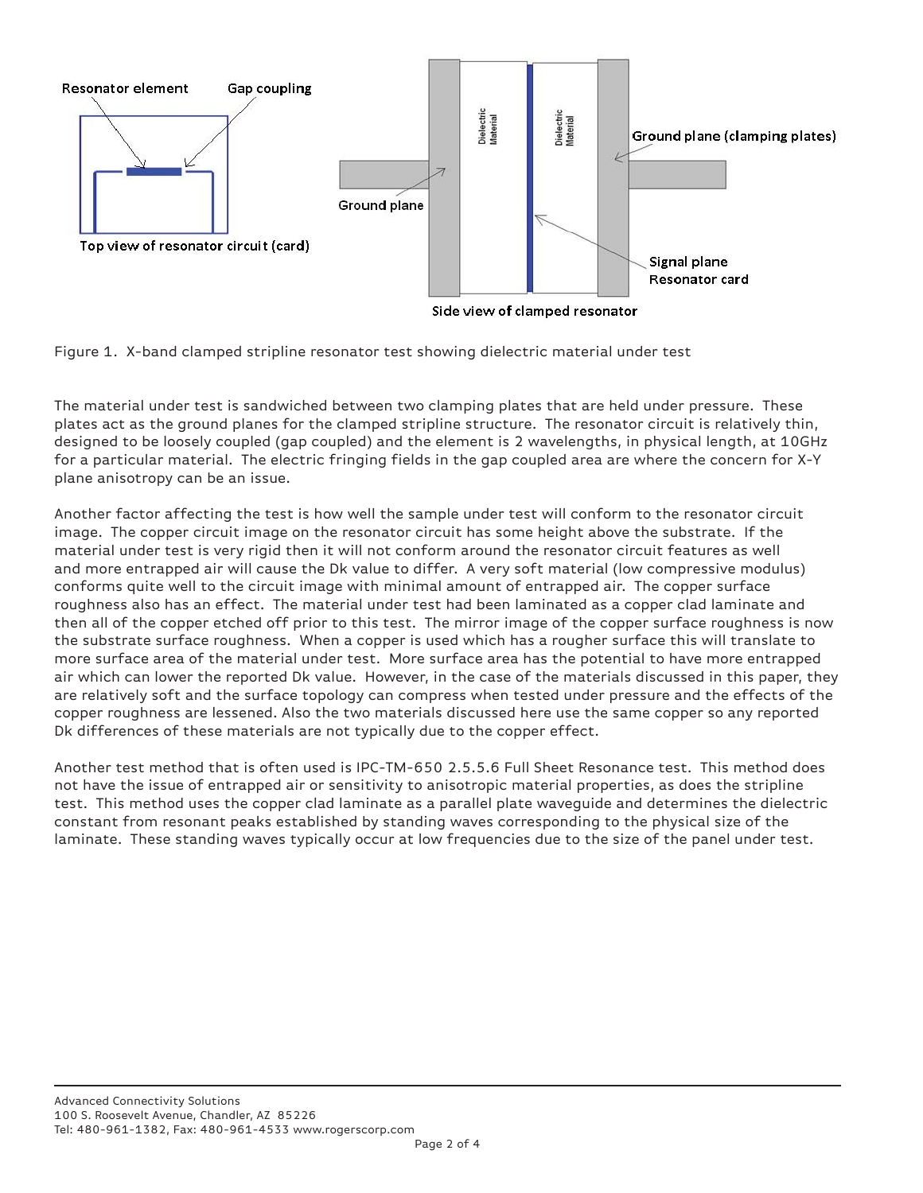Figure 1. X-band clamped stripline resonator test showing dielectric material under test

The material under test is sandwiched between two clamping plates that are held under pressure. These plates act as the ground planes for the clamped stripline structure. The resonator circuit is relatively thin, designed to be loosely coupled (gap coupled) and the element is 2 wavelengths, in physical length, at 10GHz for a particular material. The electric fringing fields in the gap coupled area are where the concern for X-Y plane anisotropy can be an issue.

Another factor affecting the test is how well the sample under test will conform to the resonator circuit image. The copper circuit image on the resonator circuit has some height above the substrate. If the material under test is very rigid then it will not conform around the resonator circuit features as well and more entrapped air will cause the Dk value to differ. A very soft material (low compressive modulus) conforms quite well to the circuit image with minimal amount of entrapped air. The copper surface roughness also has an effect. The material under test had been laminated as a copper clad laminate and then all of the copper etched off prior to this test. The mirror image of the copper surface roughness is now the substrate surface roughness. When a copper is used which has a rougher surface this will translate to more surface area of the material under test. More surface area has the potential to have more entrapped air which can lower the reported Dk value. However, in the case of the materials discussed in this paper, they are relatively soft and the surface topology can compress when tested under pressure and the effects of the copper roughness are lessened. Also the two materials discussed here use the same copper so any reported Dk differences of these materials are not typically due to the copper effect.

Another test method that is often used is IPC-TM-650 2.5.5.6 Full Sheet Resonance test. This method does not have the issue of entrapped air or sensitivity to anisotropic material properties, as does the stripline test. This method uses the copper clad laminate as a parallel plate waveguide and determines the dielectric constant from resonant peaks established by standing waves corresponding to the physical size of the laminate. These standing waves typically occur at low frequencies due to the size of the panel under test.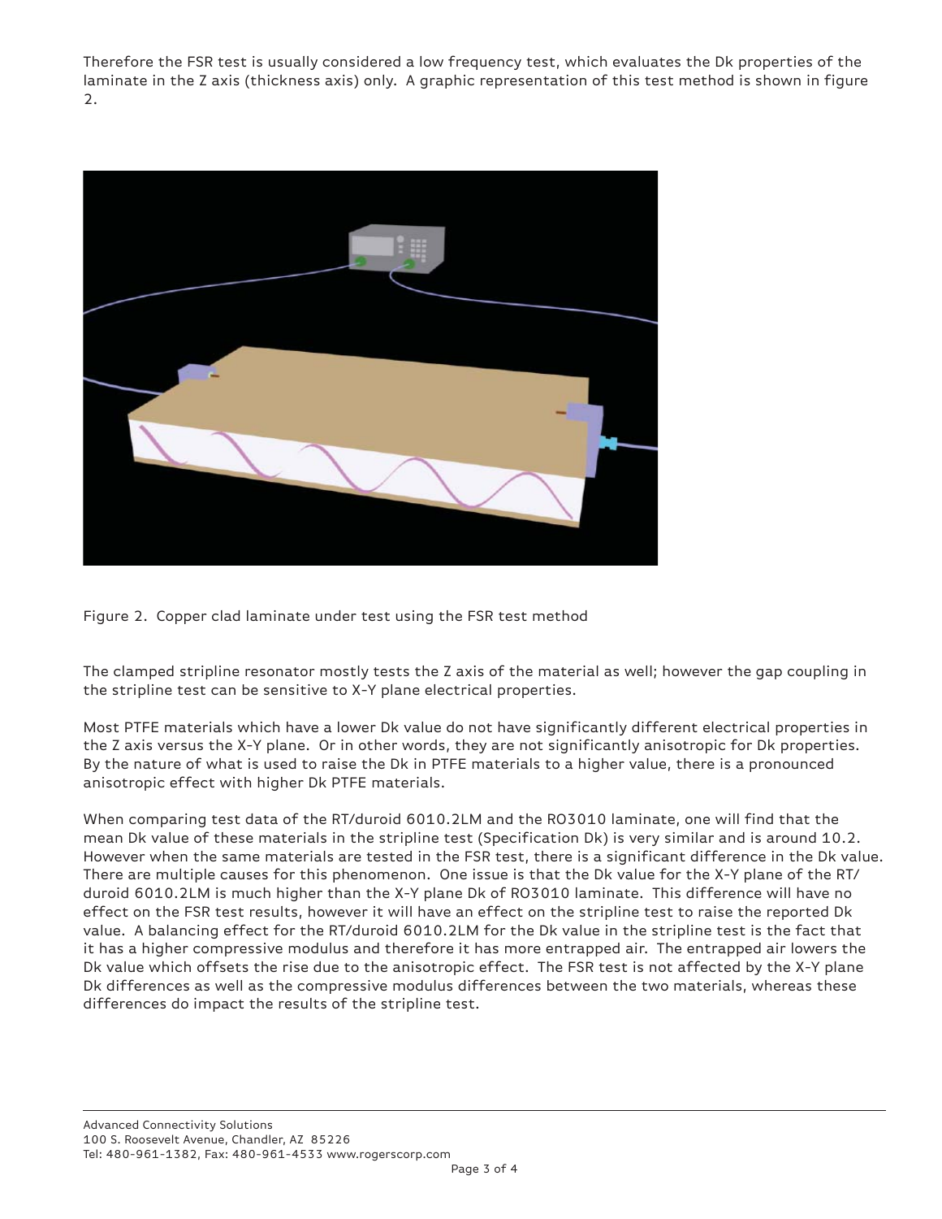Therefore the FSR test is usually considered a low frequency test, which evaluates the Dk properties of the laminate in the Z axis (thickness axis) only. A graphic representation of this test method is shown in figure 2.

Figure 2. Copper clad laminate under test using the FSR test method

The clamped stripline resonator mostly tests the Z axis of the material as well; however the gap coupling in the stripline test can be sensitive to X-Y plane electrical properties.

Most PTFE materials which have a lower Dk value do not have significantly different electrical properties in the Z axis versus the X-Y plane. Or in other words, they are not significantly anisotropic for Dk properties. By the nature of what is used to raise the Dk in PTFE materials to a higher value, there is a pronounced anisotropic effect with higher Dk PTFE materials.

When comparing test data of the RT/duroid 6010.2LM and the RO3010 laminate, one will find that the mean Dk value of these materials in the stripline test (Specification Dk) is very similar and is around 10.2. However when the same materials are tested in the FSR test, there is a significant difference in the Dk value. There are multiple causes for this phenomenon. One issue is that the Dk value for the X-Y plane of the RT/duroid 6010.2LM is much higher than the X-Y plane Dk of RO3010 laminate. This difference will have no effect on the FSR test results, however it will have an effect on the stripline test to raise the reported Dk value. A balancing effect for the RT/duroid 6010.2LM for the Dk value in the stripline test is the fact that it has a higher compressive modulus and therefore it has more entrapped air. The entrapped air lowers the Dk value which offsets the rise due to the anisotropic effect. The FSR test is not affected by the X-Y plane Dk differences as well as the compressive modulus differences between the two materials, whereas these differences do impact the results of the stripline test.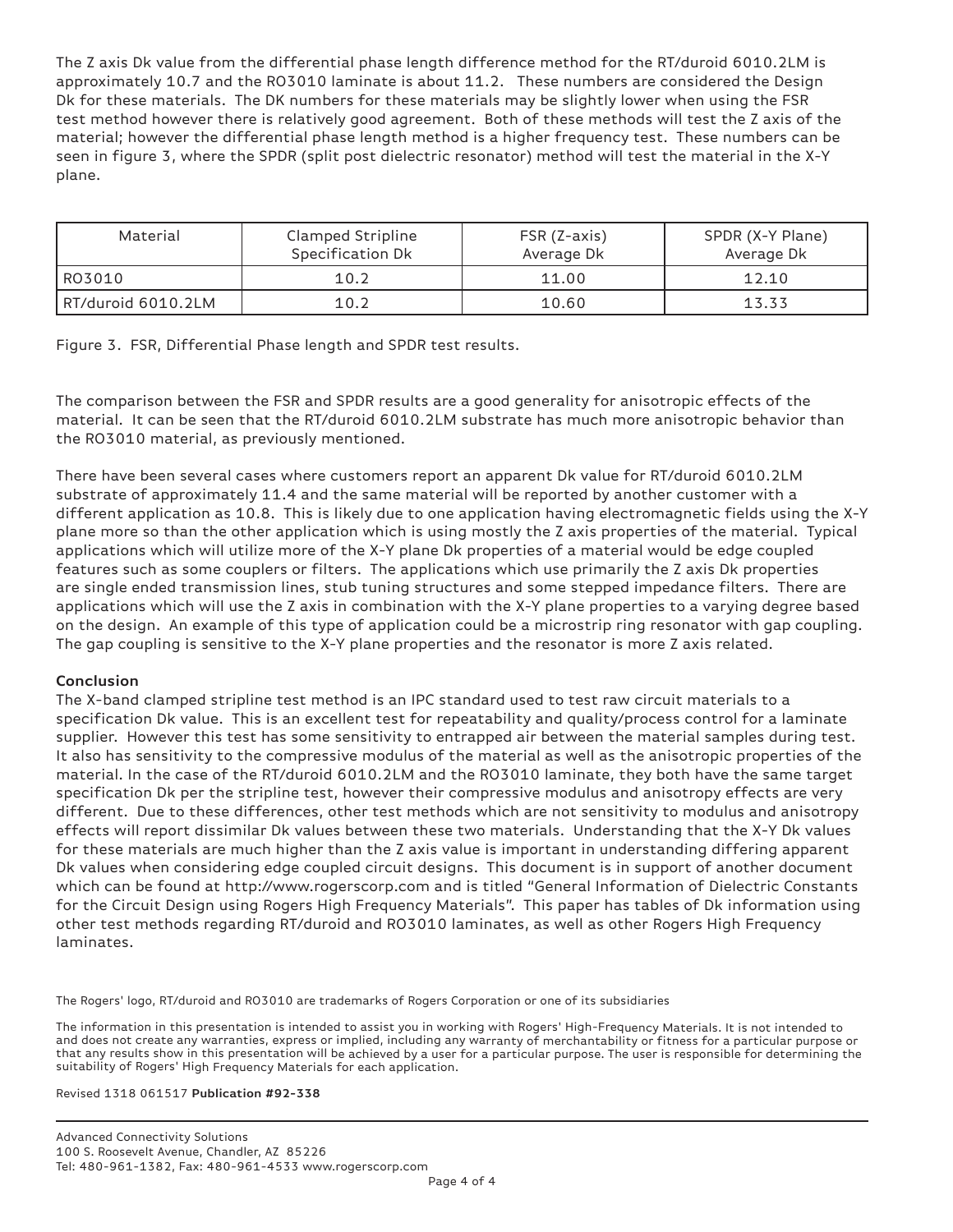The Z axis Dk value from the differential phase length difference method for the RT/duroid 6010.2LM is approximately 10.7 and the RO3010 laminate is about 11.2. These numbers are considered the Design Dk for these materials. The DK numbers for these materials may be slightly lower when using the FSR test method however there is relatively good agreement. Both of these methods will test the Z axis of the material; however the differential phase length method is a higher frequency test. These numbers can be seen in figure 3, where the SPDR (split post dielectric resonator) method will test the material in the X-Y plane.

| Material | Clamped Stripline Specification Dk | FSR (Z-axis) Average Dk | SPDR (X-Y Plane) Average Dk |
|---|---|---|---|
| RO3010 | 10.2 | 11.00 | 12.10 |
| RT/duroid 6010.2LM | 10.2 | 10.60 | 13.33 |

Figure 3. FSR, Differential Phase length and SPDR test results.

The comparison between the FSR and SPDR results are a good generality for anisotropic effects of the material. It can be seen that the RT/duroid 6010.2LM substrate has much more anisotropic behavior than the RO3010 material, as previously mentioned.

There have been several cases where customers report an apparent Dk value for RT/duroid 6010.2LM substrate of approximately 11.4 and the same material will be reported by another customer with a different application as 10.8. This is likely due to one application having electromagnetic fields using the X-Y plane more so than the other application which is using mostly the Z axis properties of the material. Typical applications which will utilize more of the X-Y plane Dk properties of a material would be edge coupled features such as some couplers or filters. The applications which use primarily the Z axis Dk properties are single ended transmission lines, stub tuning structures and some stepped impedance filters. There are applications which will use the Z axis in combination with the X-Y plane properties to a varying degree based on the design. An example of this type of application could be a microstrip ring resonator with gap coupling. The gap coupling is sensitive to the X-Y plane properties and the resonator is more Z axis related.

**Conclusion**

The X-band clamped stripline test method is an IPC standard used to test raw circuit materials to a specification Dk value. This is an excellent test for repeatability and quality/process control for a laminate supplier. However this test has some sensitivity to entrapped air between the material samples during test. It also has sensitivity to the compressive modulus of the material as well as the anisotropic properties of the material. In the case of the RT/duroid 6010.2LM and the RO3010 laminate, they both have the same target specification Dk per the stripline test, however their compressive modulus and anisotropy effects are very different. Due to these differences, other test methods which are not sensitivity to modulus and anisotropy effects will report dissimilar Dk values between these two materials. Understanding that the X-Y Dk values for these materials are much higher than the Z axis value is important in understanding differing apparent Dk values when considering edge coupled circuit designs. This document is in support of another document which can be found at http://www.rogerscorp.com and is titled "General Information of Dielectric Constants for the Circuit Design using Rogers High Frequency Materials". This paper has tables of Dk information using other test methods regarding RT/duroid and RO3010 laminates, as well as other Rogers High Frequency laminates.

The Rogers' logo, RT/duroid and RO3010 are trademarks of Rogers Corporation or one of its subsidiaries

The information in this presentation is intended to assist you in working with Rogers' High-Frequency Materials. It is not intended to and does not create any warranties, express or implied, including any warranty of merchantability or fitness for a particular purpose or that any results show in this presentation will be achieved by a user for a particular purpose. The user is responsible for determining the suitability of Rogers' High Frequency Materials for each application.

Revised 1318 061517 **Publication #92-338**

Advanced Connectivity Solutions
100 S. Roosevelt Avenue, Chandler, AZ 85226
Tel: 480-961-1382, Fax: 480-961-4533 www.rogerscorp.com